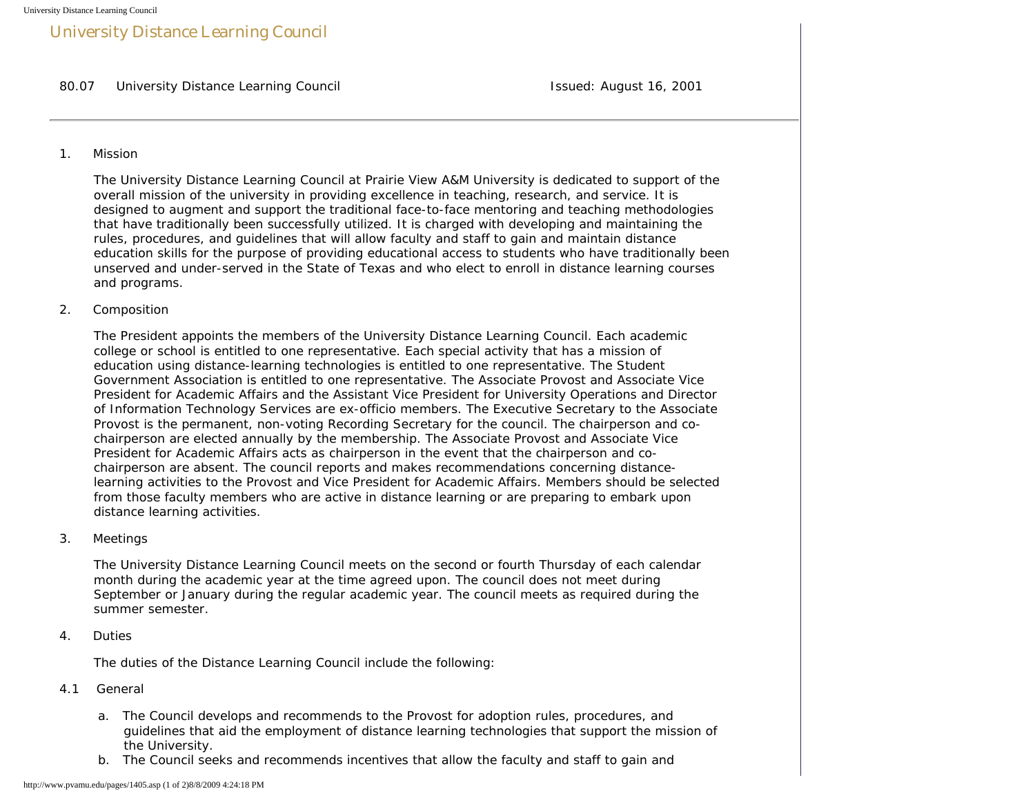# University Distance Learning Council

80.07 University Distance Learning Council Issued: August 16, 2001

---

1. Mission

The University Distance Learning Council at Prairie View A&M University is dedicated to support of the overall mission of the university in providing excellence in teaching, research, and service. It is designed to augment and support the traditional face-to-face mentoring and teaching methodologies that have traditionally been successfully utilized. It is charged with developing and maintaining the rules, procedures, and guidelines that will allow faculty and staff to gain and maintain distance education skills for the purpose of providing educational access to students who have traditionally been unserved and under-served in the State of Texas and who elect to enroll in distance learning courses and programs.

2. Composition

The President appoints the members of the University Distance Learning Council. Each academic college or school is entitled to one representative. Each special activity that has a mission of education using distance-learning technologies is entitled to one representative. The Student Government Association is entitled to one representative. The Associate Provost and Associate Vice President for Academic Affairs and the Assistant Vice President for University Operations and Director of Information Technology Services are ex-officio members. The Executive Secretary to the Associate Provost is the permanent, non-voting Recording Secretary for the council. The chairperson and co-chairperson are elected annually by the membership. The Associate Provost and Associate Vice President for Academic Affairs acts as chairperson in the event that the chairperson and co-chairperson are absent. The council reports and makes recommendations concerning distance-learning activities to the Provost and Vice President for Academic Affairs. Members should be selected from those faculty members who are active in distance learning or are preparing to embark upon distance learning activities.

3. Meetings

The University Distance Learning Council meets on the second or fourth Thursday of each calendar month during the academic year at the time agreed upon. The council does not meet during September or January during the regular academic year. The council meets as required during the summer semester.

4. Duties

The duties of the Distance Learning Council include the following:

4.1 General

a. The Council develops and recommends to the Provost for adoption rules, procedures, and guidelines that aid the employment of distance learning technologies that support the mission of the University.
b. The Council seeks and recommends incentives that allow the faculty and staff to gain and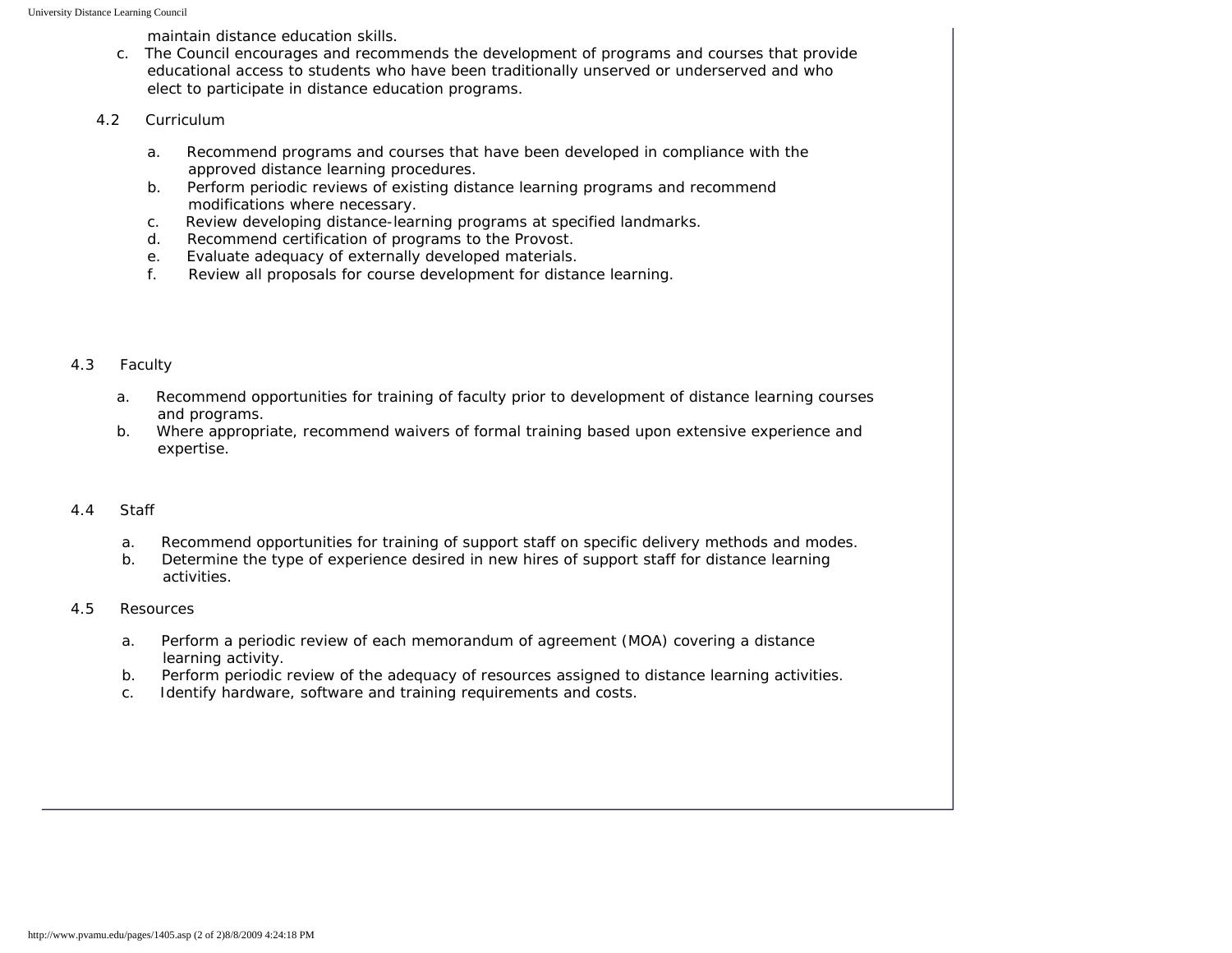maintain distance education skills.

c. The Council encourages and recommends the development of programs and courses that provide educational access to students who have been traditionally unserved or underserved and who elect to participate in distance education programs.

4.2 Curriculum

a. Recommend programs and courses that have been developed in compliance with the approved distance learning procedures.
b. Perform periodic reviews of existing distance learning programs and recommend modifications where necessary.
c. Review developing distance-learning programs at specified landmarks.
d. Recommend certification of programs to the Provost.
e. Evaluate adequacy of externally developed materials.
f. Review all proposals for course development for distance learning.

4.3 Faculty

a. Recommend opportunities for training of faculty prior to development of distance learning courses and programs.
b. Where appropriate, recommend waivers of formal training based upon extensive experience and expertise.

4.4 Staff

a. Recommend opportunities for training of support staff on specific delivery methods and modes.
b. Determine the type of experience desired in new hires of support staff for distance learning activities.

4.5 Resources

a. Perform a periodic review of each memorandum of agreement (MOA) covering a distance learning activity.
b. Perform periodic review of the adequacy of resources assigned to distance learning activities.
c. Identify hardware, software and training requirements and costs.